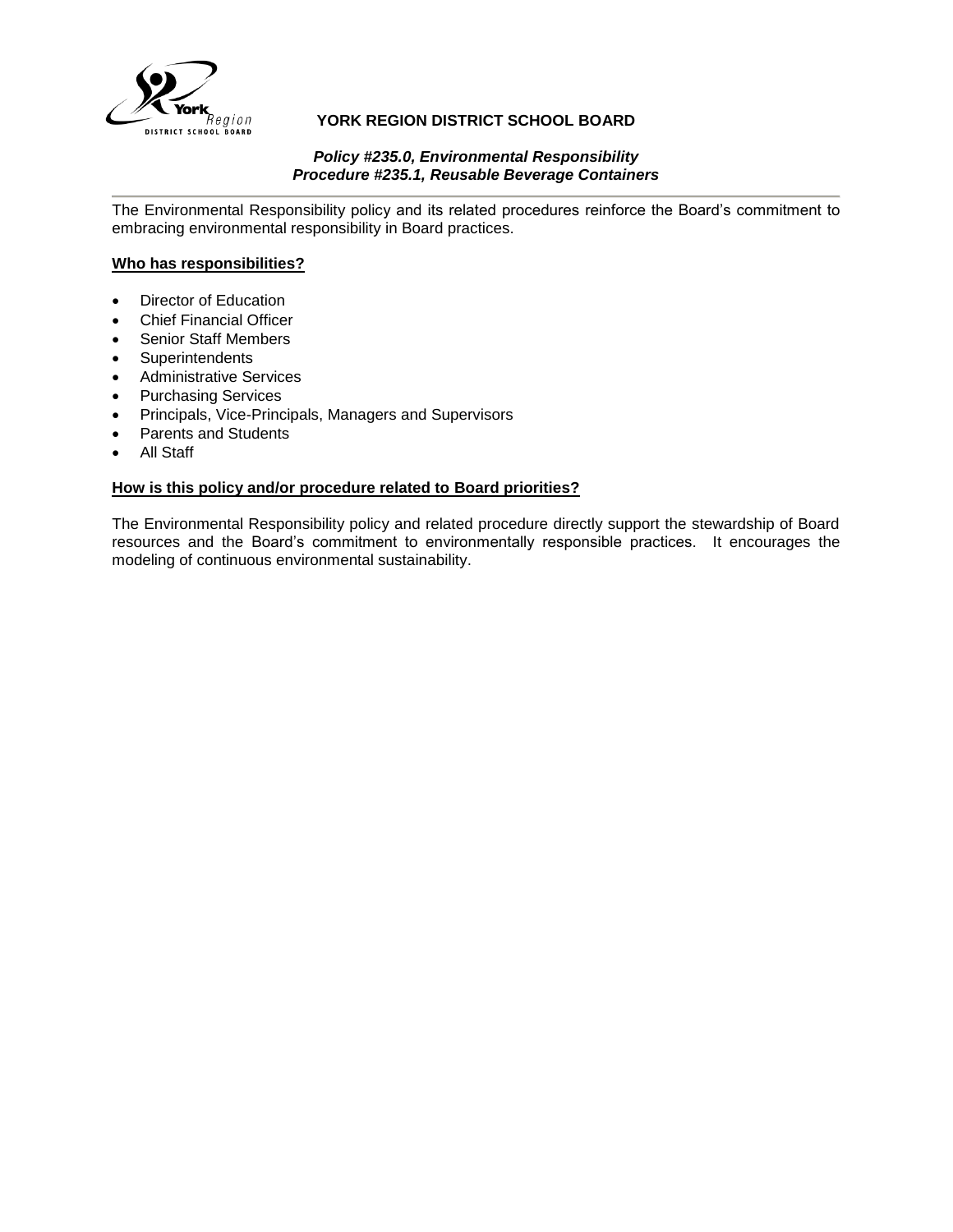# YORK REGION DISTRICT SCHOOL BOARD

***Policy #235.0, Environmental Responsibility***
***Procedure #235.1, Reusable Beverage Containers***

The Environmental Responsibility policy and its related procedures reinforce the Board's commitment to embracing environmental responsibility in Board practices.

## Who has responsibilities?

- Director of Education
- Chief Financial Officer
- Senior Staff Members
- Superintendents
- Administrative Services
- Purchasing Services
- Principals, Vice-Principals, Managers and Supervisors
- Parents and Students
- All Staff

## How is this policy and/or procedure related to Board priorities?

The Environmental Responsibility policy and related procedure directly support the stewardship of Board resources and the Board's commitment to environmentally responsible practices. It encourages the modeling of continuous environmental sustainability.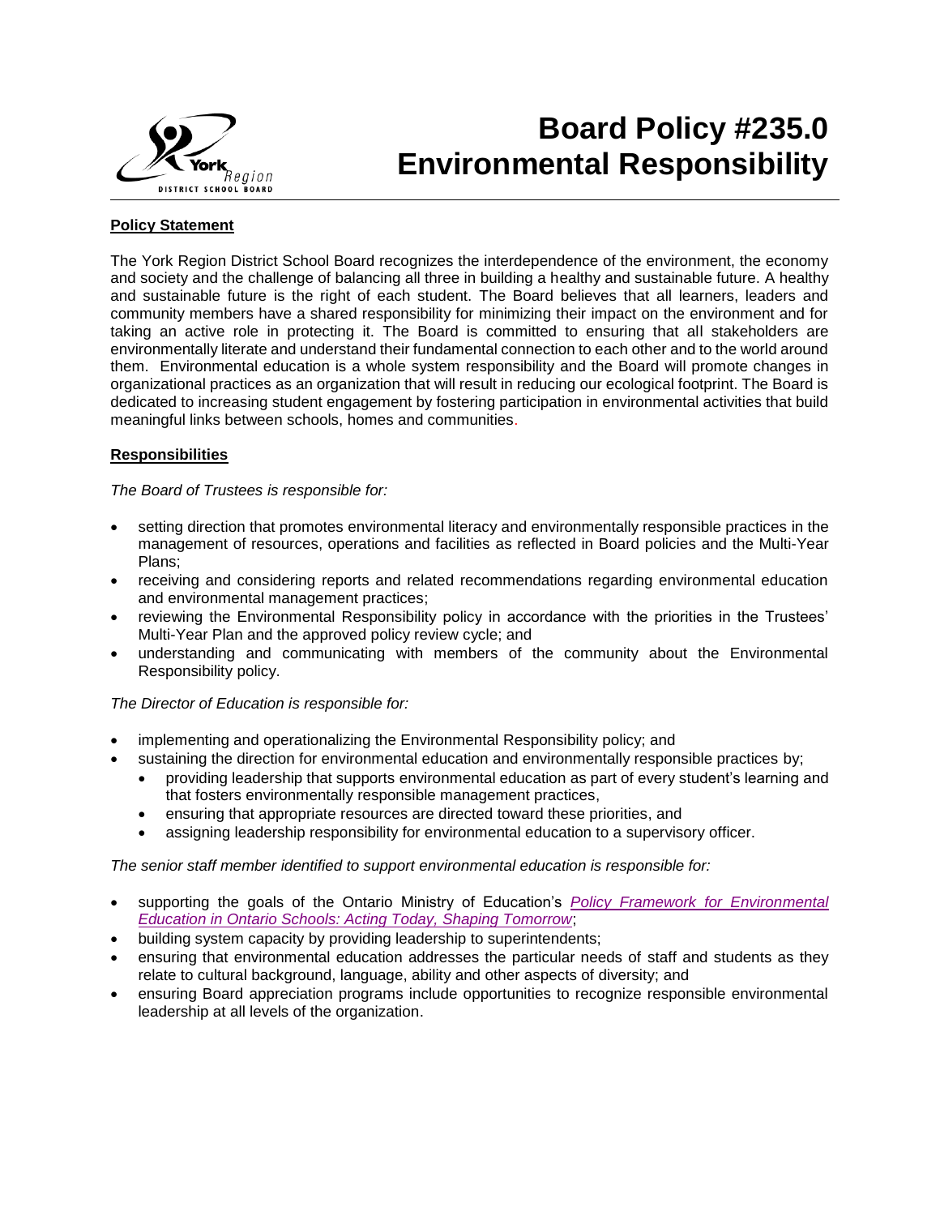# Board Policy #235.0 Environmental Responsibility

**Policy Statement**

The York Region District School Board recognizes the interdependence of the environment, the economy and society and the challenge of balancing all three in building a healthy and sustainable future. A healthy and sustainable future is the right of each student. The Board believes that all learners, leaders and community members have a shared responsibility for minimizing their impact on the environment and for taking an active role in protecting it. The Board is committed to ensuring that all stakeholders are environmentally literate and understand their fundamental connection to each other and to the world around them. Environmental education is a whole system responsibility and the Board will promote changes in organizational practices as an organization that will result in reducing our ecological footprint. The Board is dedicated to increasing student engagement by fostering participation in environmental activities that build meaningful links between schools, homes and communities.

**Responsibilities**

*The Board of Trustees is responsible for:*

- setting direction that promotes environmental literacy and environmentally responsible practices in the management of resources, operations and facilities as reflected in Board policies and the Multi-Year Plans;
- receiving and considering reports and related recommendations regarding environmental education and environmental management practices;
- reviewing the Environmental Responsibility policy in accordance with the priorities in the Trustees' Multi-Year Plan and the approved policy review cycle; and
- understanding and communicating with members of the community about the Environmental Responsibility policy.

*The Director of Education is responsible for:*

- implementing and operationalizing the Environmental Responsibility policy; and
- sustaining the direction for environmental education and environmentally responsible practices by;
  - providing leadership that supports environmental education as part of every student's learning and that fosters environmentally responsible management practices,
  - ensuring that appropriate resources are directed toward these priorities, and
  - assigning leadership responsibility for environmental education to a supervisory officer.

*The senior staff member identified to support environmental education is responsible for:*

- supporting the goals of the Ontario Ministry of Education's *Policy Framework for Environmental Education in Ontario Schools: Acting Today, Shaping Tomorrow*;
- building system capacity by providing leadership to superintendents;
- ensuring that environmental education addresses the particular needs of staff and students as they relate to cultural background, language, ability and other aspects of diversity; and
- ensuring Board appreciation programs include opportunities to recognize responsible environmental leadership at all levels of the organization.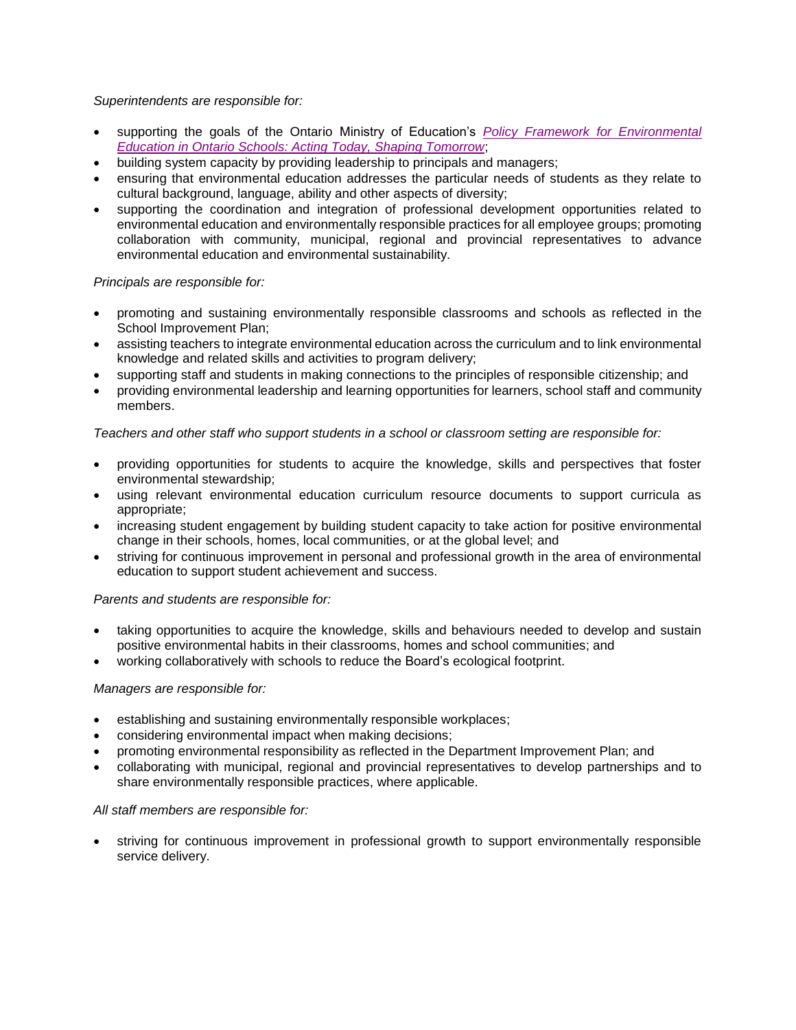*Superintendents are responsible for:*

- supporting the goals of the Ontario Ministry of Education's *Policy Framework for Environmental Education in Ontario Schools: Acting Today, Shaping Tomorrow*;
- building system capacity by providing leadership to principals and managers;
- ensuring that environmental education addresses the particular needs of students as they relate to cultural background, language, ability and other aspects of diversity;
- supporting the coordination and integration of professional development opportunities related to environmental education and environmentally responsible practices for all employee groups; promoting collaboration with community, municipal, regional and provincial representatives to advance environmental education and environmental sustainability.

*Principals are responsible for:*

- promoting and sustaining environmentally responsible classrooms and schools as reflected in the School Improvement Plan;
- assisting teachers to integrate environmental education across the curriculum and to link environmental knowledge and related skills and activities to program delivery;
- supporting staff and students in making connections to the principles of responsible citizenship; and
- providing environmental leadership and learning opportunities for learners, school staff and community members.

*Teachers and other staff who support students in a school or classroom setting are responsible for:*

- providing opportunities for students to acquire the knowledge, skills and perspectives that foster environmental stewardship;
- using relevant environmental education curriculum resource documents to support curricula as appropriate;
- increasing student engagement by building student capacity to take action for positive environmental change in their schools, homes, local communities, or at the global level; and
- striving for continuous improvement in personal and professional growth in the area of environmental education to support student achievement and success.

*Parents and students are responsible for:*

- taking opportunities to acquire the knowledge, skills and behaviours needed to develop and sustain positive environmental habits in their classrooms, homes and school communities; and
- working collaboratively with schools to reduce the Board's ecological footprint.

*Managers are responsible for:*

- establishing and sustaining environmentally responsible workplaces;
- considering environmental impact when making decisions;
- promoting environmental responsibility as reflected in the Department Improvement Plan; and
- collaborating with municipal, regional and provincial representatives to develop partnerships and to share environmentally responsible practices, where applicable.

*All staff members are responsible for:*

- striving for continuous improvement in professional growth to support environmentally responsible service delivery.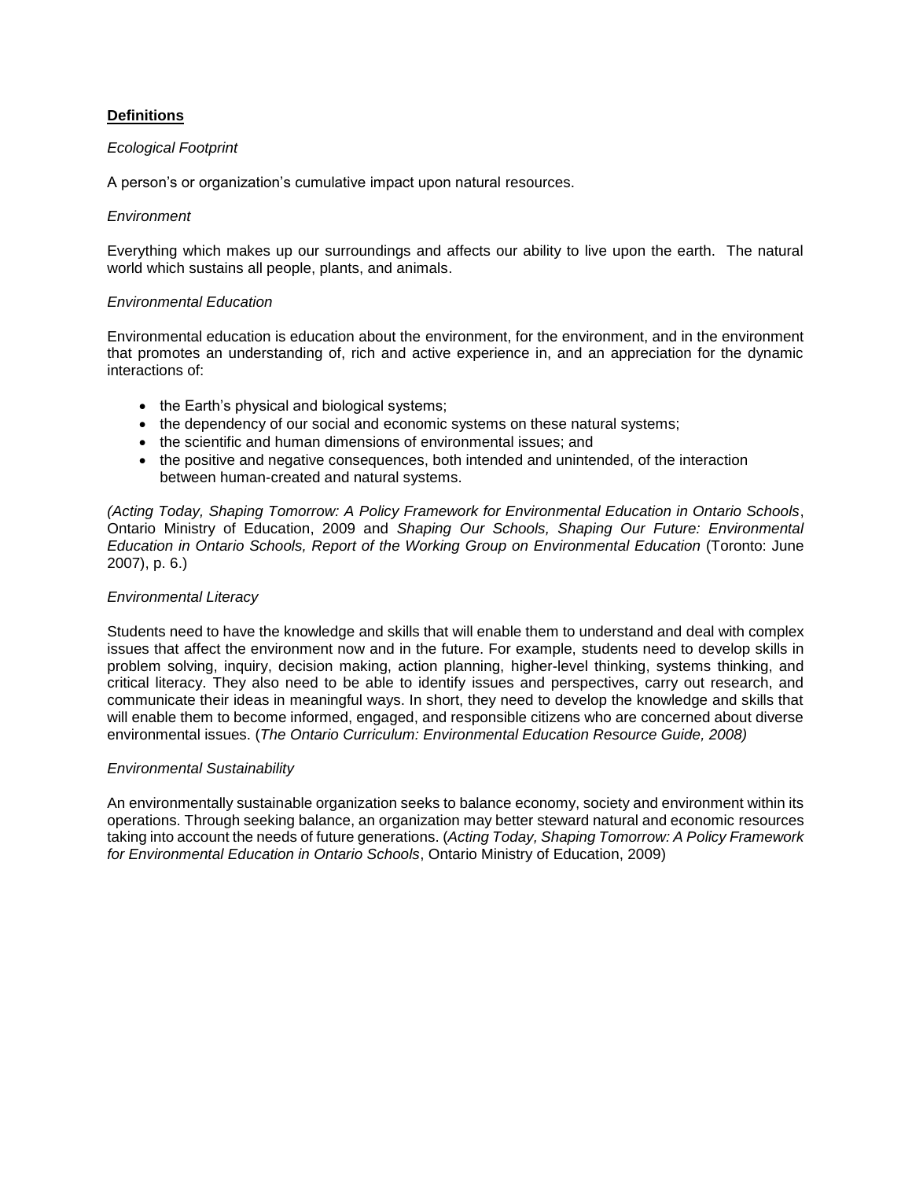## **Definitions**

*Ecological Footprint*

A person's or organization's cumulative impact upon natural resources.

*Environment*

Everything which makes up our surroundings and affects our ability to live upon the earth. The natural world which sustains all people, plants, and animals.

*Environmental Education*

Environmental education is education about the environment, for the environment, and in the environment that promotes an understanding of, rich and active experience in, and an appreciation for the dynamic interactions of:

- the Earth's physical and biological systems;
- the dependency of our social and economic systems on these natural systems;
- the scientific and human dimensions of environmental issues; and
- the positive and negative consequences, both intended and unintended, of the interaction between human-created and natural systems.

*(Acting Today, Shaping Tomorrow: A Policy Framework for Environmental Education in Ontario Schools*, Ontario Ministry of Education, 2009 and *Shaping Our Schools, Shaping Our Future: Environmental Education in Ontario Schools, Report of the Working Group on Environmental Education* (Toronto: June 2007), p. 6.)

*Environmental Literacy*

Students need to have the knowledge and skills that will enable them to understand and deal with complex issues that affect the environment now and in the future. For example, students need to develop skills in problem solving, inquiry, decision making, action planning, higher-level thinking, systems thinking, and critical literacy. They also need to be able to identify issues and perspectives, carry out research, and communicate their ideas in meaningful ways. In short, they need to develop the knowledge and skills that will enable them to become informed, engaged, and responsible citizens who are concerned about diverse environmental issues. (*The Ontario Curriculum: Environmental Education Resource Guide, 2008)*

*Environmental Sustainability*

An environmentally sustainable organization seeks to balance economy, society and environment within its operations. Through seeking balance, an organization may better steward natural and economic resources taking into account the needs of future generations. (*Acting Today, Shaping Tomorrow: A Policy Framework for Environmental Education in Ontario Schools*, Ontario Ministry of Education, 2009)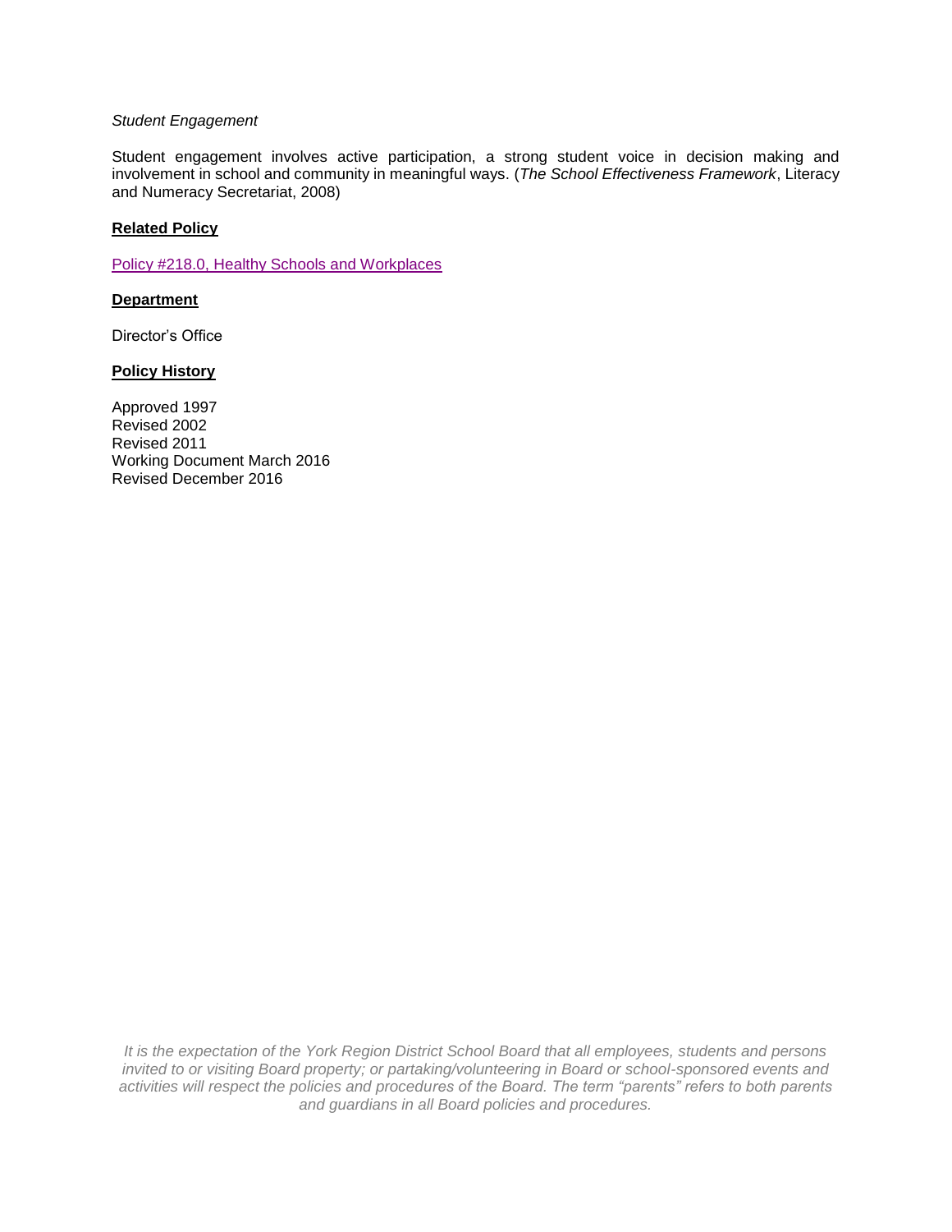*Student Engagement*

Student engagement involves active participation, a strong student voice in decision making and involvement in school and community in meaningful ways. (*The School Effectiveness Framework*, Literacy and Numeracy Secretariat, 2008)

**Related Policy**

Policy #218.0, Healthy Schools and Workplaces

**Department**

Director's Office

**Policy History**

Approved 1997
Revised 2002
Revised 2011
Working Document March 2016
Revised December 2016

*It is the expectation of the York Region District School Board that all employees, students and persons invited to or visiting Board property; or partaking/volunteering in Board or school-sponsored events and activities will respect the policies and procedures of the Board. The term "parents" refers to both parents and guardians in all Board policies and procedures.*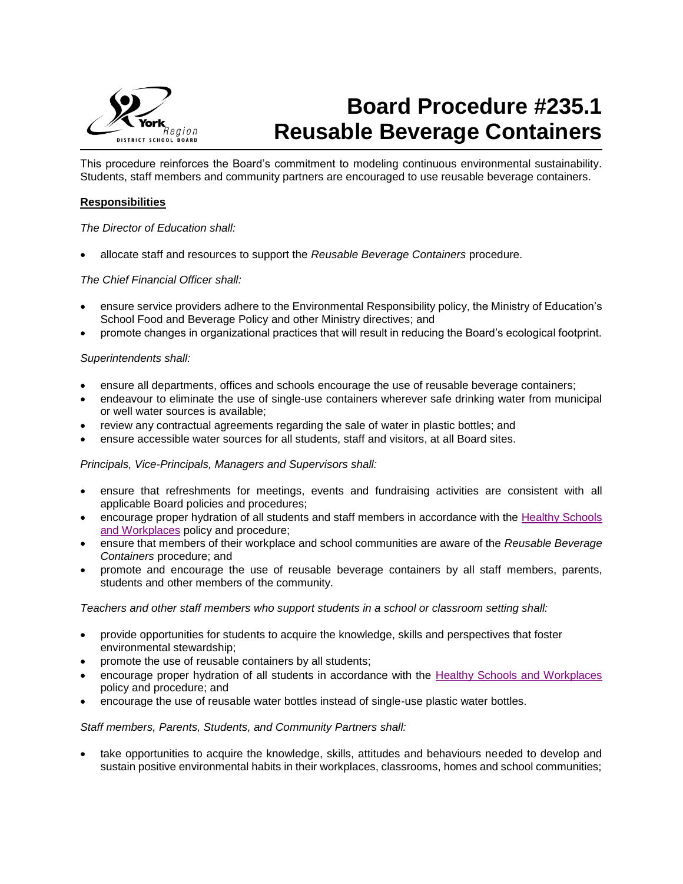# Board Procedure #235.1 Reusable Beverage Containers

This procedure reinforces the Board's commitment to modeling continuous environmental sustainability. Students, staff members and community partners are encouraged to use reusable beverage containers.

**Responsibilities**

*The Director of Education shall:*

- allocate staff and resources to support the *Reusable Beverage Containers* procedure.

*The Chief Financial Officer shall:*

- ensure service providers adhere to the Environmental Responsibility policy, the Ministry of Education's School Food and Beverage Policy and other Ministry directives; and
- promote changes in organizational practices that will result in reducing the Board's ecological footprint.

*Superintendents shall:*

- ensure all departments, offices and schools encourage the use of reusable beverage containers;
- endeavour to eliminate the use of single-use containers wherever safe drinking water from municipal or well water sources is available;
- review any contractual agreements regarding the sale of water in plastic bottles; and
- ensure accessible water sources for all students, staff and visitors, at all Board sites.

*Principals, Vice-Principals, Managers and Supervisors shall:*

- ensure that refreshments for meetings, events and fundraising activities are consistent with all applicable Board policies and procedures;
- encourage proper hydration of all students and staff members in accordance with the Healthy Schools and Workplaces policy and procedure;
- ensure that members of their workplace and school communities are aware of the *Reusable Beverage Containers* procedure; and
- promote and encourage the use of reusable beverage containers by all staff members, parents, students and other members of the community.

*Teachers and other staff members who support students in a school or classroom setting shall:*

- provide opportunities for students to acquire the knowledge, skills and perspectives that foster environmental stewardship;
- promote the use of reusable containers by all students;
- encourage proper hydration of all students in accordance with the Healthy Schools and Workplaces policy and procedure; and
- encourage the use of reusable water bottles instead of single-use plastic water bottles.

*Staff members, Parents, Students, and Community Partners shall:*

- take opportunities to acquire the knowledge, skills, attitudes and behaviours needed to develop and sustain positive environmental habits in their workplaces, classrooms, homes and school communities;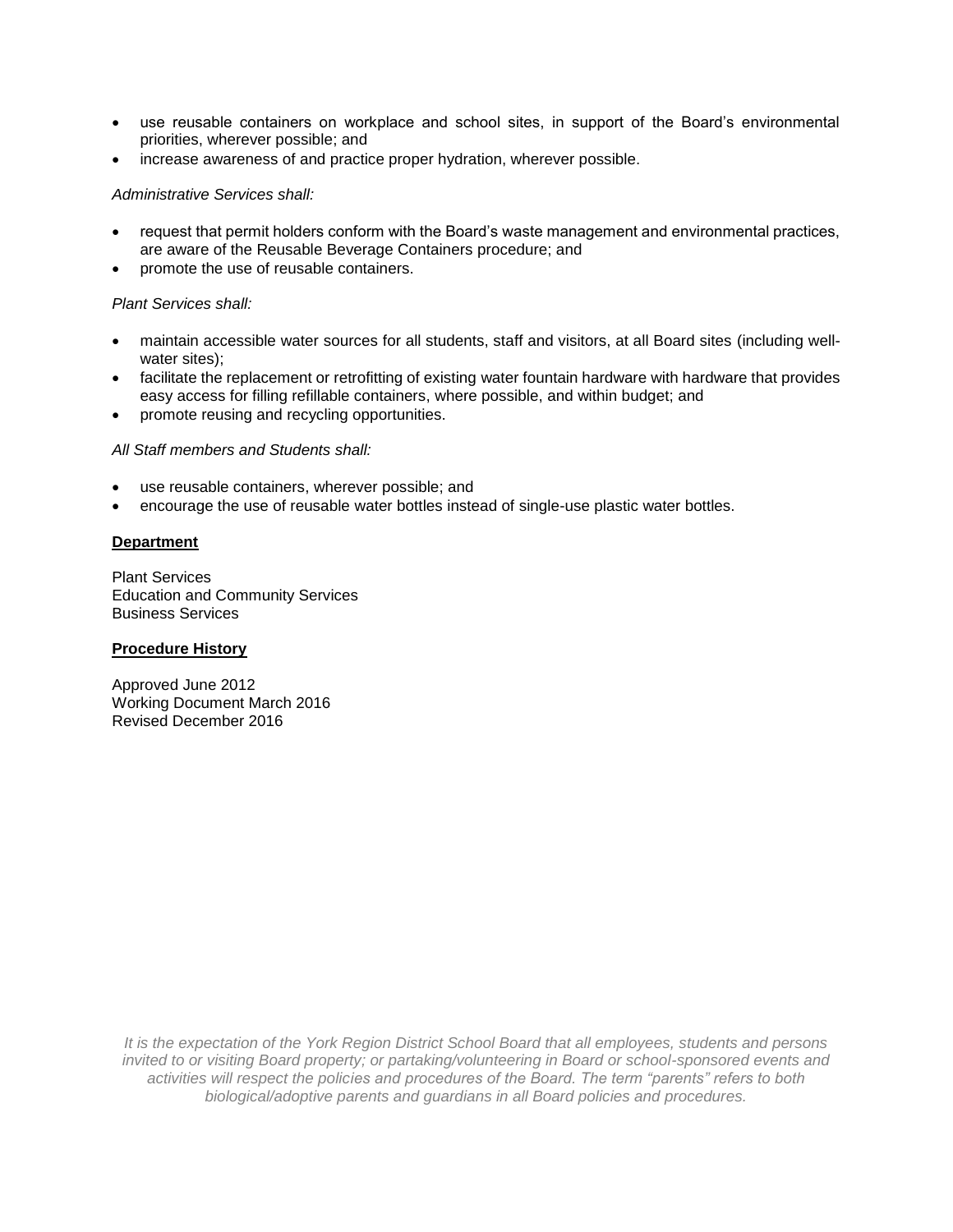- use reusable containers on workplace and school sites, in support of the Board's environmental priorities, wherever possible; and
- increase awareness of and practice proper hydration, wherever possible.

*Administrative Services shall:*

- request that permit holders conform with the Board's waste management and environmental practices, are aware of the Reusable Beverage Containers procedure; and
- promote the use of reusable containers.

*Plant Services shall:*

- maintain accessible water sources for all students, staff and visitors, at all Board sites (including well-water sites);
- facilitate the replacement or retrofitting of existing water fountain hardware with hardware that provides easy access for filling refillable containers, where possible, and within budget; and
- promote reusing and recycling opportunities.

*All Staff members and Students shall:*

- use reusable containers, wherever possible; and
- encourage the use of reusable water bottles instead of single-use plastic water bottles.

**Department**

Plant Services
Education and Community Services
Business Services

**Procedure History**

Approved June 2012
Working Document March 2016
Revised December 2016

*It is the expectation of the York Region District School Board that all employees, students and persons invited to or visiting Board property; or partaking/volunteering in Board or school-sponsored events and activities will respect the policies and procedures of the Board. The term "parents" refers to both biological/adoptive parents and guardians in all Board policies and procedures.*